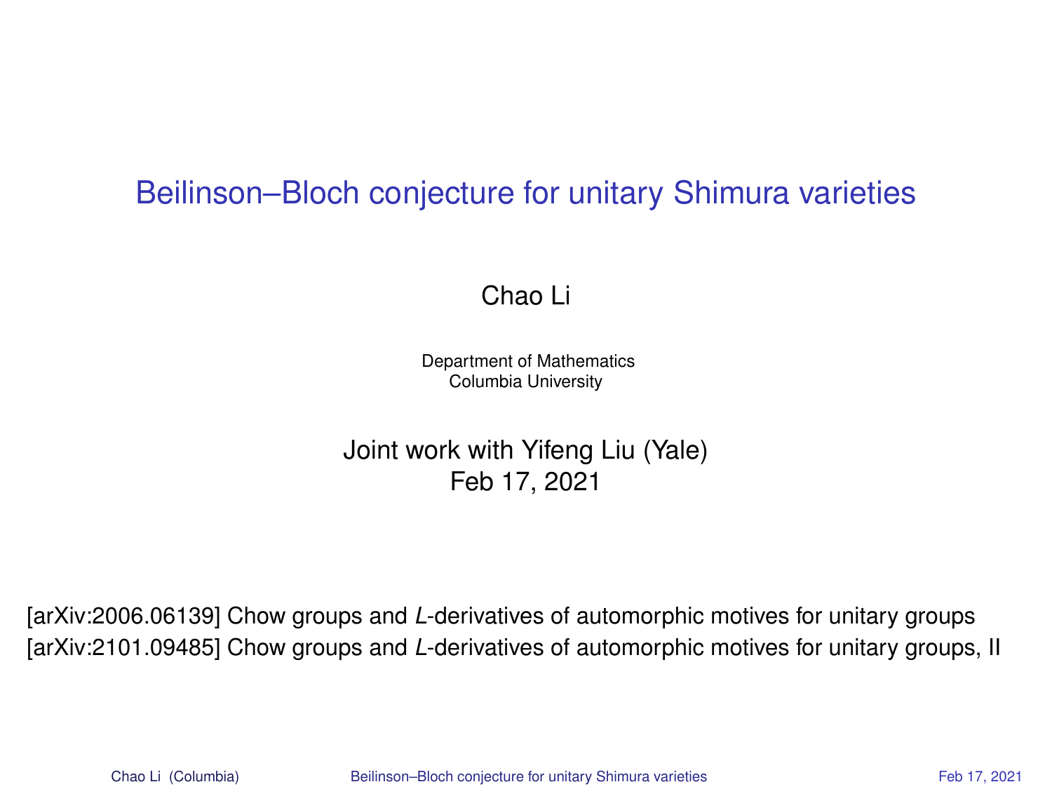# Beilinson–Bloch conjecture for unitary Shimura varieties

Chao Li

Department of Mathematics
Columbia University

Joint work with Yifeng Liu (Yale)
Feb 17, 2021

[arXiv:2006.06139] Chow groups and *L*-derivatives of automorphic motives for unitary groups
[arXiv:2101.09485] Chow groups and *L*-derivatives of automorphic motives for unitary groups, II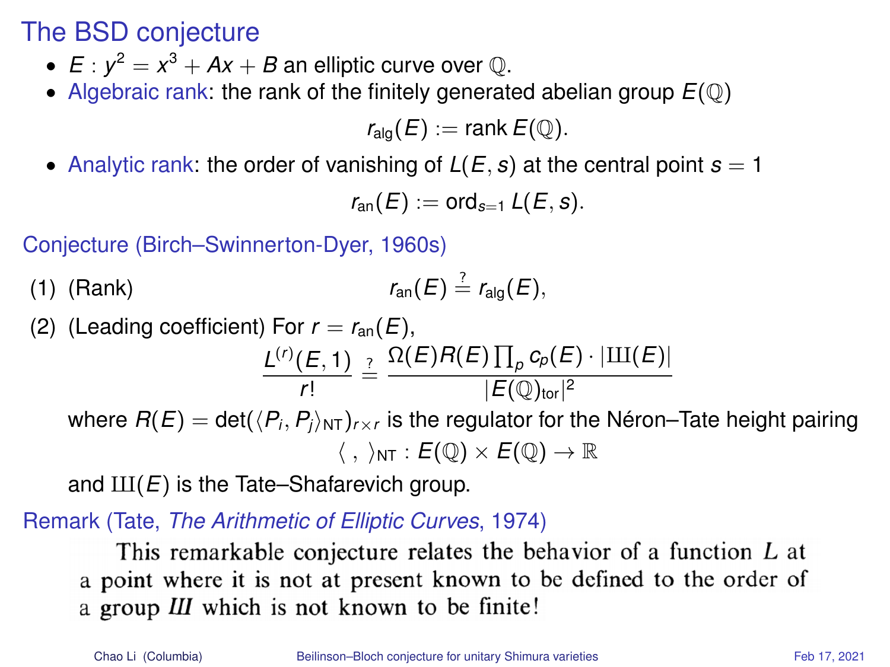# The BSD conjecture

- $E : y^2 = x^3 + Ax + B$ an elliptic curve over $\mathbb{Q}$.
- Algebraic rank: the rank of the finitely generated abelian group $E(\mathbb{Q})$

$$r_{\mathrm{alg}}(E) := \operatorname{rank} E(\mathbb{Q}).$$

- Analytic rank: the order of vanishing of $L(E, s)$ at the central point $s = 1$

$$r_{\mathrm{an}}(E) := \operatorname{ord}_{s=1} L(E, s).$$

**Conjecture (Birch–Swinnerton-Dyer, 1960s)**

(1) (Rank)

$$r_{\mathrm{an}}(E) \stackrel{?}{=} r_{\mathrm{alg}}(E),$$

(2) (Leading coefficient) For $r = r_{\mathrm{an}}(E)$,

$$\frac{L^{(r)}(E,1)}{r!} \stackrel{?}{=} \frac{\Omega(E) R(E) \prod_p c_p(E) \cdot |\text{Ш}(E)|}{|E(\mathbb{Q})_{\mathrm{tor}}|^2}$$

where $R(E) = \det(\langle P_i, P_j \rangle_{\mathrm{NT}})_{r \times r}$ is the regulator for the Néron–Tate height pairing

$$\langle \, , \, \rangle_{\mathrm{NT}} : E(\mathbb{Q}) \times E(\mathbb{Q}) \to \mathbb{R}$$

and $\text{Ш}(E)$ is the Tate–Shafarevich group.

**Remark (Tate, *The Arithmetic of Elliptic Curves*, 1974)**

This remarkable conjecture relates the behavior of a function $L$ at a point where it is not at present known to be defined to the order of a group *Ш* which is not known to be finite!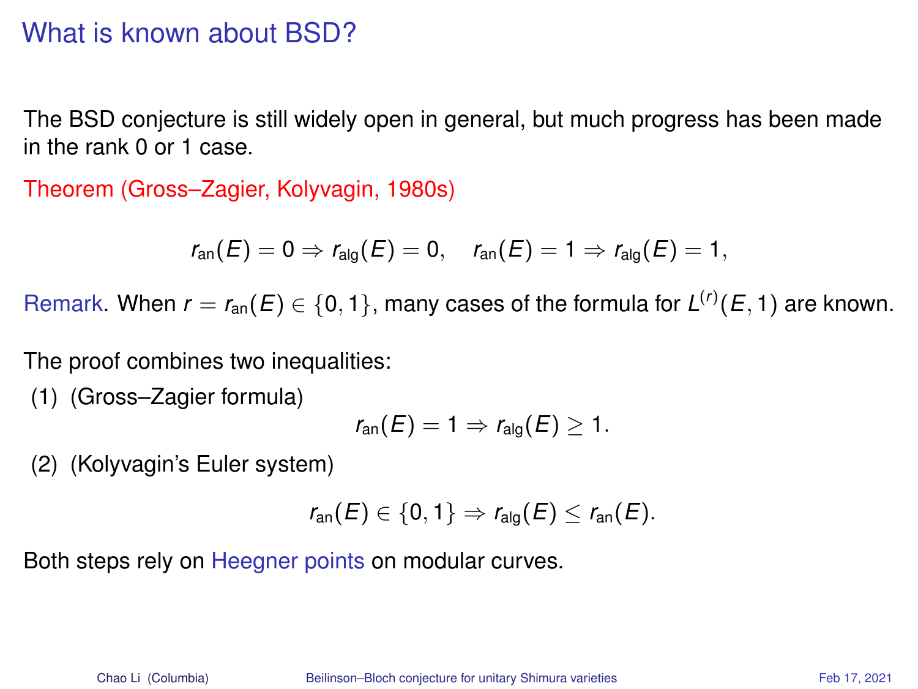# What is known about BSD?

The BSD conjecture is still widely open in general, but much progress has been made in the rank 0 or 1 case.

**Theorem (Gross–Zagier, Kolyvagin, 1980s)**

$$r_{\mathrm{an}}(E) = 0 \Rightarrow r_{\mathrm{alg}}(E) = 0, \quad r_{\mathrm{an}}(E) = 1 \Rightarrow r_{\mathrm{alg}}(E) = 1,$$

Remark. When $r = r_{\mathrm{an}}(E) \in \{0, 1\}$, many cases of the formula for $L^{(r)}(E, 1)$ are known.

The proof combines two inequalities:

(1) (Gross–Zagier formula)

$$r_{\mathrm{an}}(E) = 1 \Rightarrow r_{\mathrm{alg}}(E) \geq 1.$$

(2) (Kolyvagin's Euler system)

$$r_{\mathrm{an}}(E) \in \{0, 1\} \Rightarrow r_{\mathrm{alg}}(E) \leq r_{\mathrm{an}}(E).$$

Both steps rely on Heegner points on modular curves.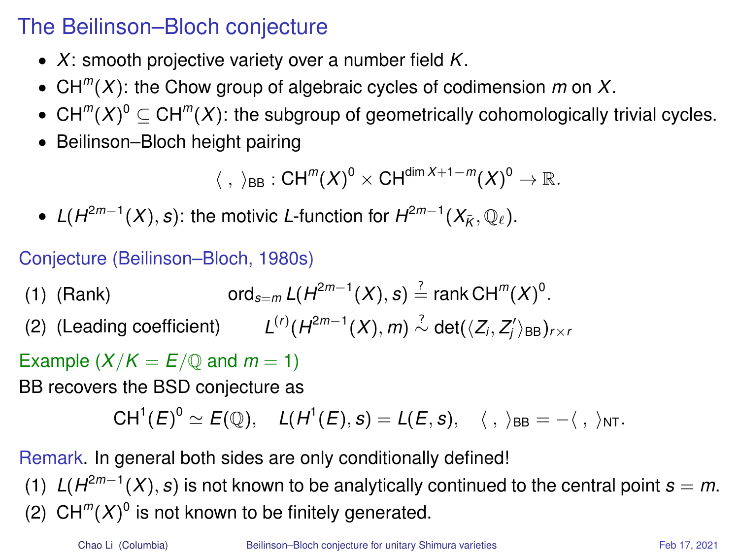# The Beilinson–Bloch conjecture

- $X$: smooth projective variety over a number field $K$.
- $\mathrm{CH}^m(X)$: the Chow group of algebraic cycles of codimension $m$ on $X$.
- $\mathrm{CH}^m(X)^0 \subseteq \mathrm{CH}^m(X)$: the subgroup of geometrically cohomologically trivial cycles.
- Beilinson–Bloch height pairing

$$\langle\ ,\ \rangle_{\mathrm{BB}} : \mathrm{CH}^m(X)^0 \times \mathrm{CH}^{\dim X+1-m}(X)^0 \to \mathbb{R}.$$

- $L(H^{2m-1}(X), s)$: the motivic $L$-function for $H^{2m-1}(X_{\bar{K}}, \mathbb{Q}_\ell)$.

## Conjecture (Beilinson–Bloch, 1980s)

(1) (Rank) $\qquad \mathrm{ord}_{s=m} L(H^{2m-1}(X), s) \overset{?}{=} \mathrm{rank}\,\mathrm{CH}^m(X)^0.$

(2) (Leading coefficient) $\qquad L^{(r)}(H^{2m-1}(X), m) \overset{?}{\sim} \det(\langle Z_i, Z_j' \rangle_{\mathrm{BB}})_{r\times r}$

**Example ($X/K = E/\mathbb{Q}$ and $m = 1$)**

BB recovers the BSD conjecture as

$$\mathrm{CH}^1(E)^0 \simeq E(\mathbb{Q}), \quad L(H^1(E), s) = L(E, s), \quad \langle\ ,\ \rangle_{\mathrm{BB}} = -\langle\ ,\ \rangle_{\mathrm{NT}}.$$

**Remark.** In general both sides are only conditionally defined!

(1) $L(H^{2m-1}(X), s)$ is not known to be analytically continued to the central point $s = m$.

(2) $\mathrm{CH}^m(X)^0$ is not known to be finitely generated.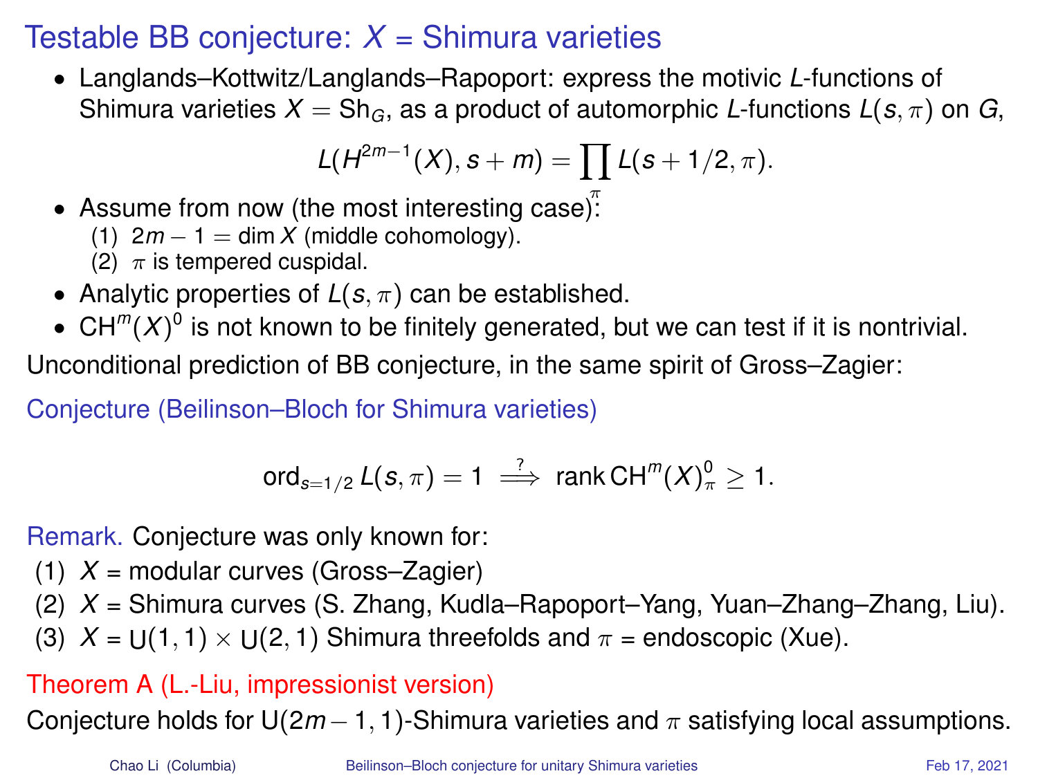# Testable BB conjecture: $X$ = Shimura varieties

- Langlands–Kottwitz/Langlands–Rapoport: express the motivic $L$-functions of Shimura varieties $X = \mathrm{Sh}_G$, as a product of automorphic $L$-functions $L(s, \pi)$ on $G$,

$$L(H^{2m-1}(X), s+m) = \prod_{\pi} L(s+1/2, \pi).$$

- Assume from now (the most interesting case):
  1. $2m - 1 = \dim X$ (middle cohomology).
  2. $\pi$ is tempered cuspidal.
- Analytic properties of $L(s, \pi)$ can be established.
- $\mathrm{CH}^m(X)^0$ is not known to be finitely generated, but we can test if it is nontrivial.

Unconditional prediction of BB conjecture, in the same spirit of Gross–Zagier:

**Conjecture (Beilinson–Bloch for Shimura varieties)**

$$\mathrm{ord}_{s=1/2} L(s, \pi) = 1 \overset{?}{\Longrightarrow} \mathrm{rank}\, \mathrm{CH}^m(X)^0_\pi \geq 1.$$

**Remark.** Conjecture was only known for:

1. $X$ = modular curves (Gross–Zagier)
2. $X$ = Shimura curves (S. Zhang, Kudla–Rapoport–Yang, Yuan–Zhang–Zhang, Liu).
3. $X$ = $\mathrm{U}(1,1) \times \mathrm{U}(2,1)$ Shimura threefolds and $\pi$ = endoscopic (Xue).

**Theorem A (L.-Liu, impressionist version)**

Conjecture holds for $\mathrm{U}(2m-1, 1)$-Shimura varieties and $\pi$ satisfying local assumptions.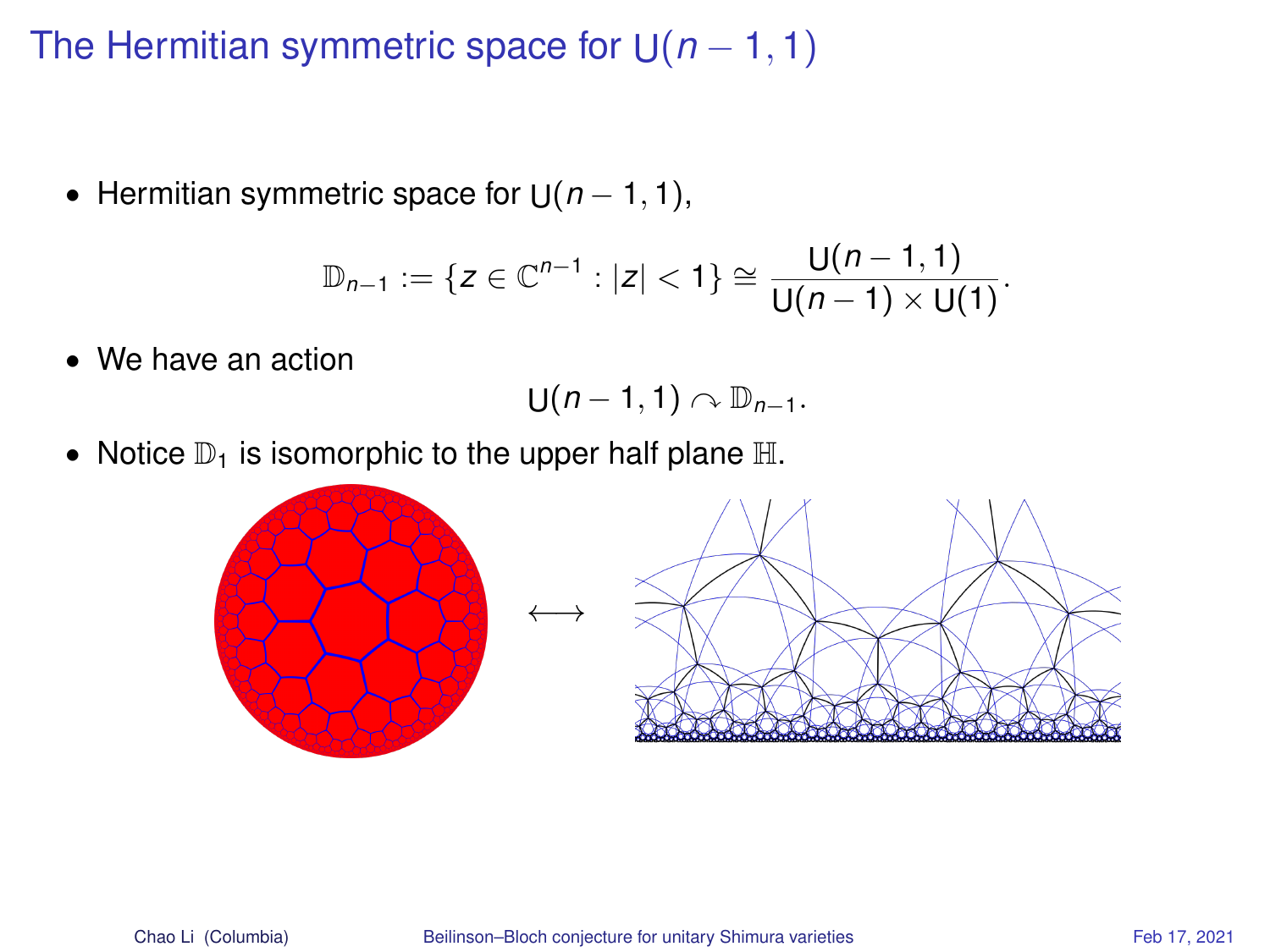# The Hermitian symmetric space for $\mathrm{U}(n-1,1)$

- Hermitian symmetric space for $\mathrm{U}(n-1,1)$,

$$\mathbb{D}_{n-1} := \{z \in \mathbb{C}^{n-1} : |z| < 1\} \cong \frac{\mathrm{U}(n-1,1)}{\mathrm{U}(n-1) \times \mathrm{U}(1)}.$$

- We have an action

$$\mathrm{U}(n-1,1) \curvearrowright \mathbb{D}_{n-1}.$$

- Notice $\mathbb{D}_1$ is isomorphic to the upper half plane $\mathbb{H}$.

$$\longleftrightarrow$$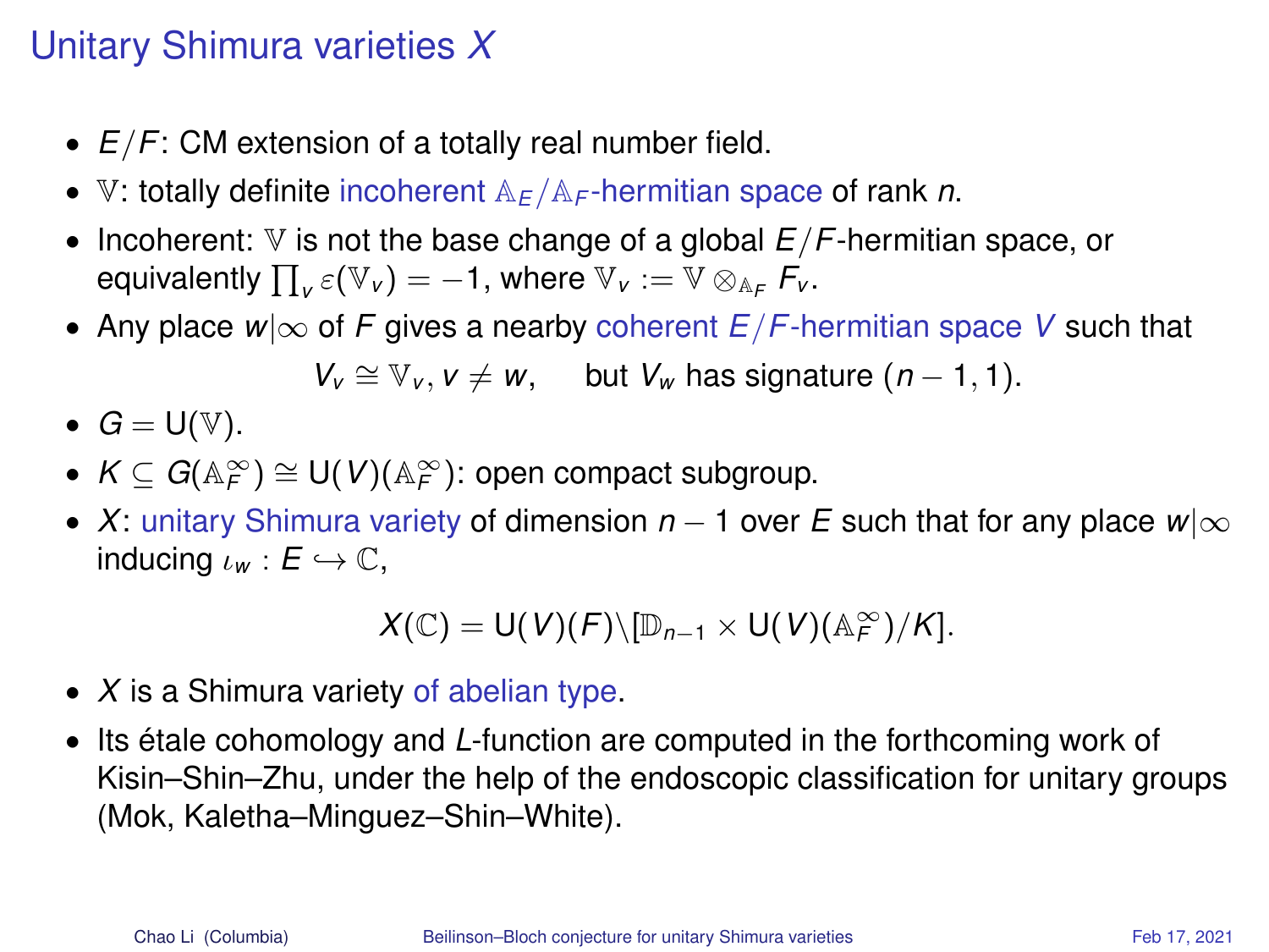# Unitary Shimura varieties $X$

- $E/F$: CM extension of a totally real number field.
- $\mathbb{V}$: totally definite incoherent $\mathbb{A}_E/\mathbb{A}_F$-hermitian space of rank $n$.
- Incoherent: $\mathbb{V}$ is not the base change of a global $E/F$-hermitian space, or equivalently $\prod_v \varepsilon(\mathbb{V}_v) = -1$, where $\mathbb{V}_v := \mathbb{V} \otimes_{\mathbb{A}_F} F_v$.
- Any place $w|\infty$ of $F$ gives a nearby coherent $E/F$-hermitian space $V$ such that

$$V_v \cong \mathbb{V}_v, v \neq w, \quad \text{but } V_w \text{ has signature } (n-1, 1).$$

- $G = \mathrm{U}(\mathbb{V})$.
- $K \subseteq G(\mathbb{A}_F^\infty) \cong \mathrm{U}(V)(\mathbb{A}_F^\infty)$: open compact subgroup.
- $X$: unitary Shimura variety of dimension $n-1$ over $E$ such that for any place $w|\infty$ inducing $\iota_w : E \hookrightarrow \mathbb{C}$,

$$X(\mathbb{C}) = \mathrm{U}(V)(F)\backslash[\mathbb{D}_{n-1} \times \mathrm{U}(V)(\mathbb{A}_F^\infty)/K].$$

- $X$ is a Shimura variety of abelian type.
- Its étale cohomology and $L$-function are computed in the forthcoming work of Kisin–Shin–Zhu, under the help of the endoscopic classification for unitary groups (Mok, Kaletha–Minguez–Shin–White).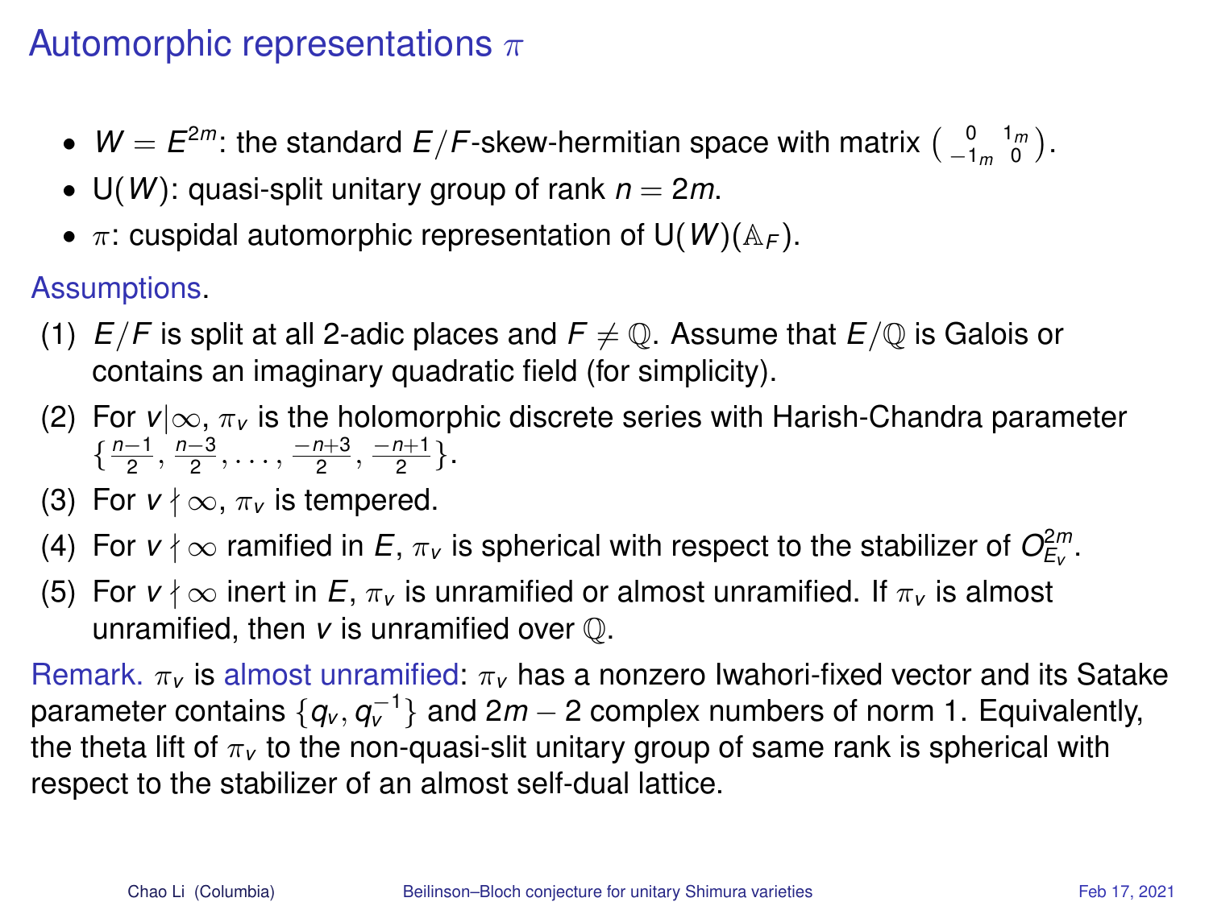# Automorphic representations $\pi$

- $W = E^{2m}$: the standard $E/F$-skew-hermitian space with matrix $\begin{pmatrix} 0 & 1_m \\ -1_m & 0 \end{pmatrix}$.
- $\mathrm{U}(W)$: quasi-split unitary group of rank $n = 2m$.
- $\pi$: cuspidal automorphic representation of $\mathrm{U}(W)(\mathbb{A}_F)$.

Assumptions.

1. $E/F$ is split at all 2-adic places and $F \neq \mathbb{Q}$. Assume that $E/\mathbb{Q}$ is Galois or contains an imaginary quadratic field (for simplicity).
2. For $v|\infty$, $\pi_v$ is the holomorphic discrete series with Harish-Chandra parameter $\{\frac{n-1}{2}, \frac{n-3}{2}, \ldots, \frac{-n+3}{2}, \frac{-n+1}{2}\}$.
3. For $v \nmid \infty$, $\pi_v$ is tempered.
4. For $v \nmid \infty$ ramified in $E$, $\pi_v$ is spherical with respect to the stabilizer of $O_{E_v}^{2m}$.
5. For $v \nmid \infty$ inert in $E$, $\pi_v$ is unramified or almost unramified. If $\pi_v$ is almost unramified, then $v$ is unramified over $\mathbb{Q}$.

Remark. $\pi_v$ is almost unramified: $\pi_v$ has a nonzero Iwahori-fixed vector and its Satake parameter contains $\{q_v, q_v^{-1}\}$ and $2m-2$ complex numbers of norm 1. Equivalently, the theta lift of $\pi_v$ to the non-quasi-slit unitary group of same rank is spherical with respect to the stabilizer of an almost self-dual lattice.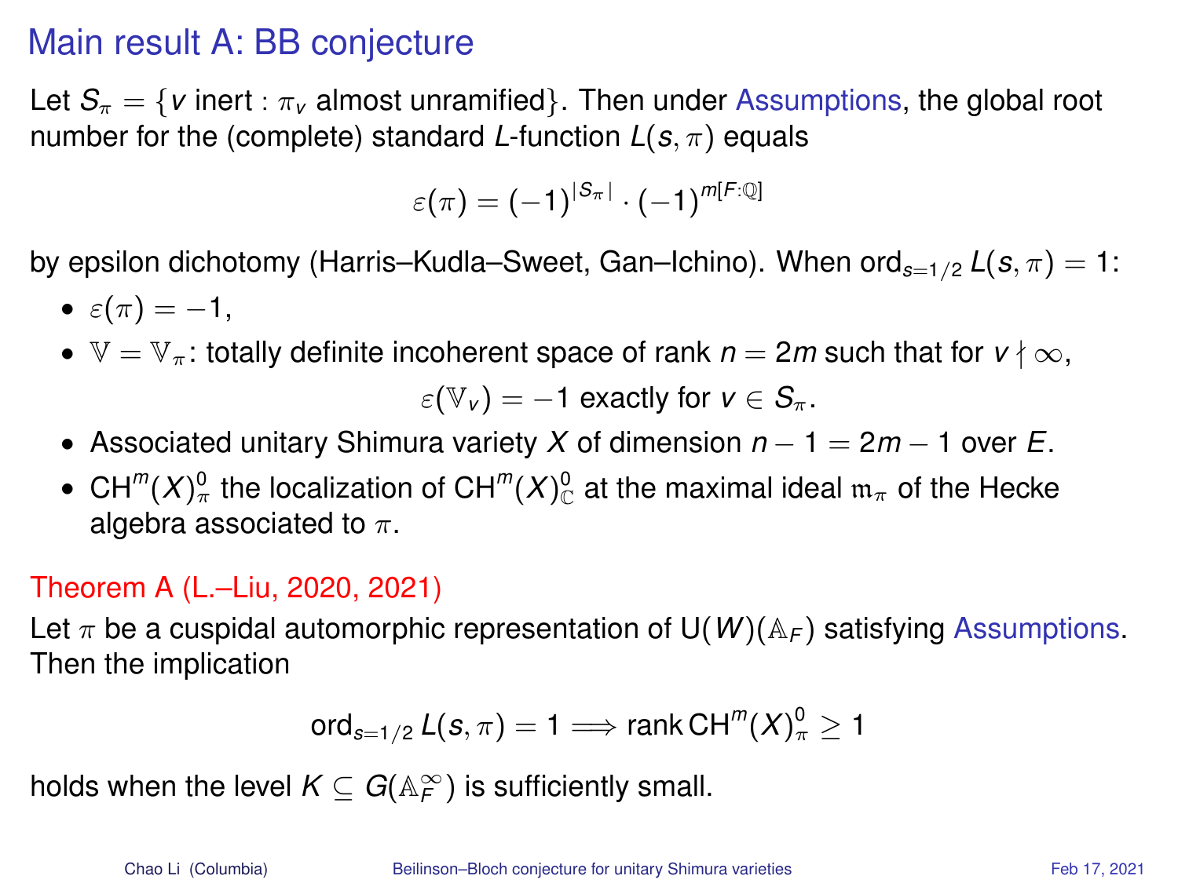# Main result A: BB conjecture

Let $S_\pi = \{v \text{ inert} : \pi_v \text{ almost unramified}\}$. Then under Assumptions, the global root number for the (complete) standard $L$-function $L(s,\pi)$ equals

$$\varepsilon(\pi) = (-1)^{|S_\pi|} \cdot (-1)^{m[F:\mathbb{Q}]}$$

by epsilon dichotomy (Harris–Kudla–Sweet, Gan–Ichino). When $\operatorname{ord}_{s=1/2} L(s,\pi) = 1$:

- $\varepsilon(\pi) = -1$,
- $\mathbb{V} = \mathbb{V}_\pi$: totally definite incoherent space of rank $n = 2m$ such that for $v \nmid \infty$,

  $$\varepsilon(\mathbb{V}_v) = -1 \text{ exactly for } v \in S_\pi.$$

- Associated unitary Shimura variety $X$ of dimension $n - 1 = 2m - 1$ over $E$.
- $\mathrm{CH}^m(X)^0_\pi$ the localization of $\mathrm{CH}^m(X)^0_{\mathbb{C}}$ at the maximal ideal $\mathfrak{m}_\pi$ of the Hecke algebra associated to $\pi$.

**Theorem A (L.–Liu, 2020, 2021)**

Let $\pi$ be a cuspidal automorphic representation of $\mathrm{U}(W)(\mathbb{A}_F)$ satisfying Assumptions. Then the implication

$$\operatorname{ord}_{s=1/2} L(s,\pi) = 1 \Longrightarrow \operatorname{rank} \mathrm{CH}^m(X)^0_\pi \geq 1$$

holds when the level $K \subseteq G(\mathbb{A}_F^\infty)$ is sufficiently small.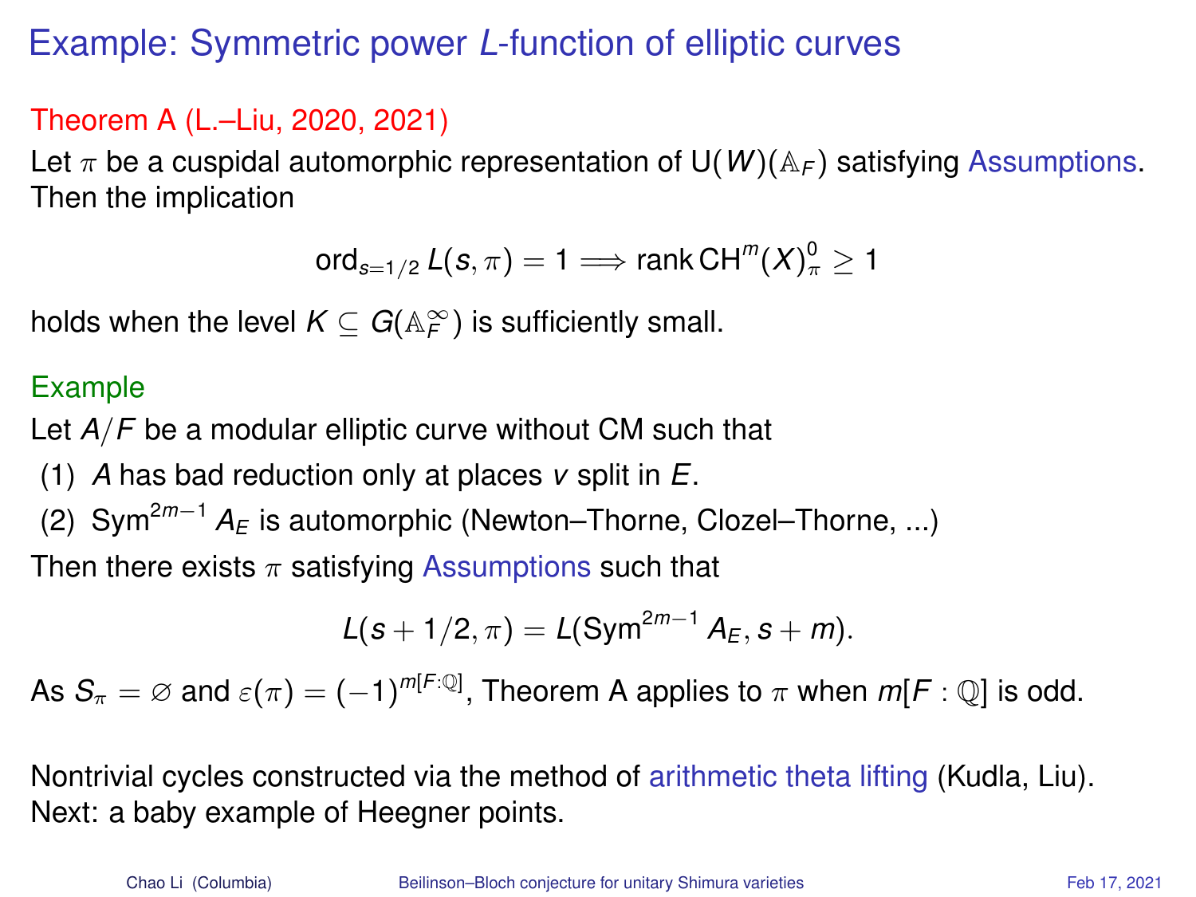# Example: Symmetric power $L$-function of elliptic curves

Theorem A (L.–Liu, 2020, 2021)

Let $\pi$ be a cuspidal automorphic representation of $\mathrm{U}(W)(\mathbb{A}_F)$ satisfying Assumptions. Then the implication

$$\mathrm{ord}_{s=1/2} L(s, \pi) = 1 \Longrightarrow \mathrm{rank}\, \mathrm{CH}^m(X)^0_\pi \geq 1$$

holds when the level $K \subseteq G(\mathbb{A}_F^\infty)$ is sufficiently small.

Example

Let $A/F$ be a modular elliptic curve without CM such that

1. $A$ has bad reduction only at places $v$ split in $E$.
2. $\mathrm{Sym}^{2m-1} A_E$ is automorphic (Newton–Thorne, Clozel–Thorne, ...)

Then there exists $\pi$ satisfying Assumptions such that

$$L(s + 1/2, \pi) = L(\mathrm{Sym}^{2m-1} A_E, s + m).$$

As $S_\pi = \varnothing$ and $\varepsilon(\pi) = (-1)^{m[F:\mathbb{Q}]}$, Theorem A applies to $\pi$ when $m[F : \mathbb{Q}]$ is odd.

Nontrivial cycles constructed via the method of arithmetic theta lifting (Kudla, Liu).
Next: a baby example of Heegner points.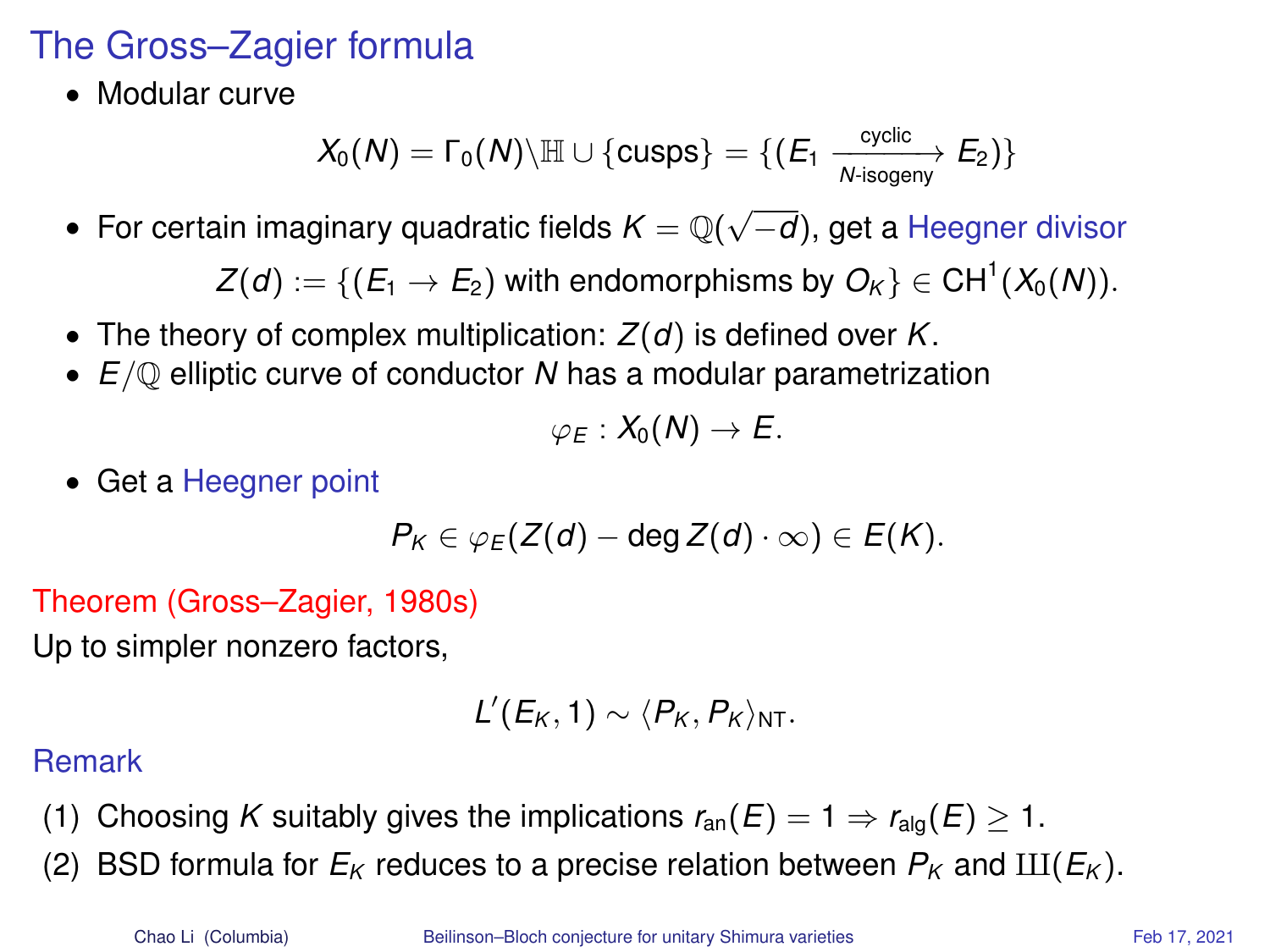# The Gross–Zagier formula

- Modular curve

$$X_0(N) = \Gamma_0(N)\backslash\mathbb{H} \cup \{\text{cusps}\} = \{(E_1 \xrightarrow[N\text{-isogeny}]{\text{cyclic}} E_2)\}$$

- For certain imaginary quadratic fields $K = \mathbb{Q}(\sqrt{-d})$, get a Heegner divisor

$$Z(d) := \{(E_1 \to E_2) \text{ with endomorphisms by } O_K\} \in \mathrm{CH}^1(X_0(N)).$$

- The theory of complex multiplication: $Z(d)$ is defined over $K$.
- $E/\mathbb{Q}$ elliptic curve of conductor $N$ has a modular parametrization

$$\varphi_E : X_0(N) \to E.$$

- Get a Heegner point

$$P_K \in \varphi_E(Z(d) - \deg Z(d) \cdot \infty) \in E(K).$$

**Theorem (Gross–Zagier, 1980s)**

Up to simpler nonzero factors,

$$L'(E_K, 1) \sim \langle P_K, P_K \rangle_{\mathrm{NT}}.$$

**Remark**

1. Choosing $K$ suitably gives the implications $r_{\mathrm{an}}(E) = 1 \Rightarrow r_{\mathrm{alg}}(E) \geq 1$.
2. BSD formula for $E_K$ reduces to a precise relation between $P_K$ and $Ш(E_K)$.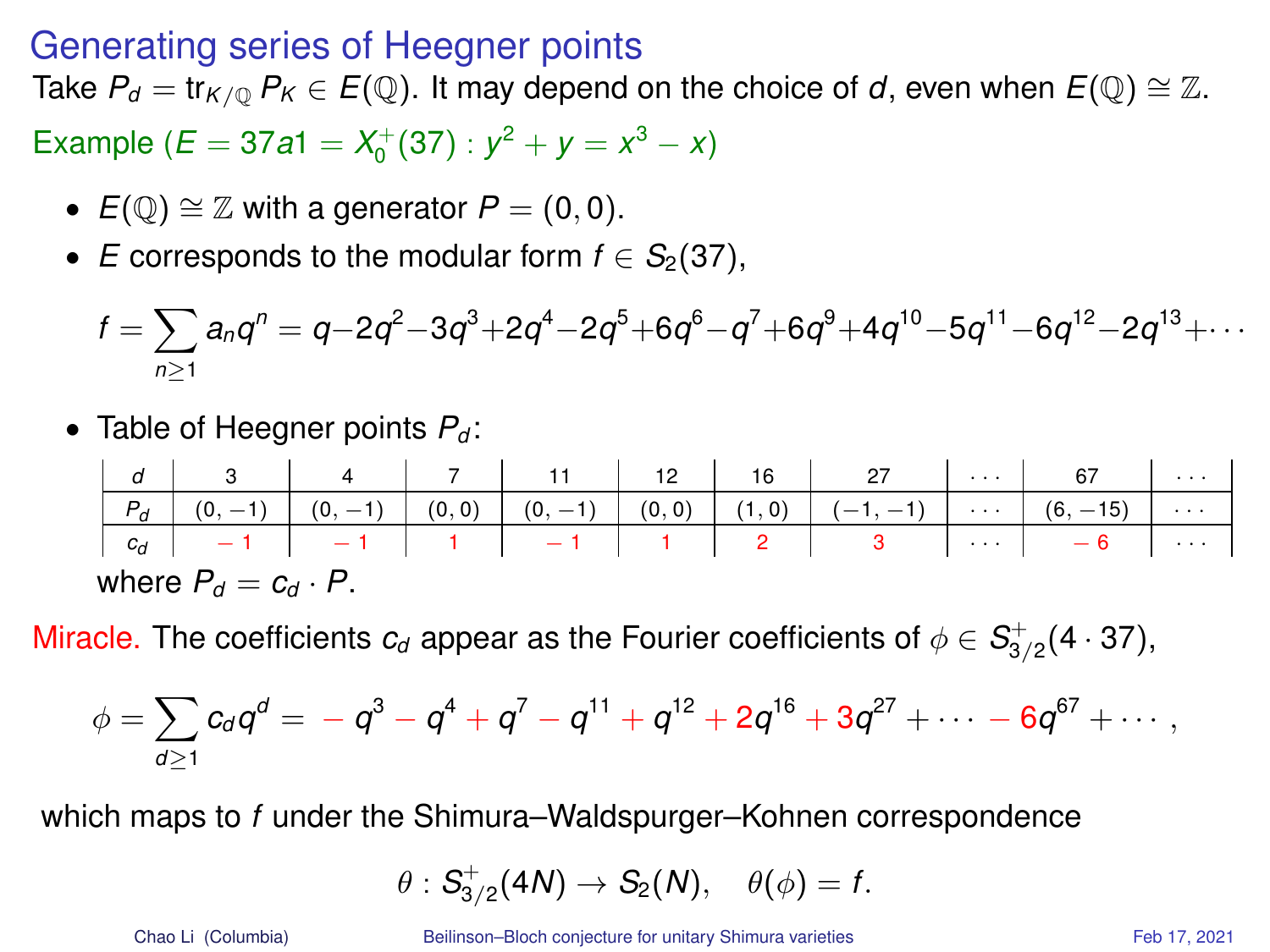# Generating series of Heegner points

Take $P_d = \mathrm{tr}_{K/\mathbb{Q}} P_K \in E(\mathbb{Q})$. It may depend on the choice of $d$, even when $E(\mathbb{Q}) \cong \mathbb{Z}$.

Example ($E = 37a1 = X_0^+(37) : y^2 + y = x^3 - x$)

- $E(\mathbb{Q}) \cong \mathbb{Z}$ with a generator $P = (0, 0)$.
- $E$ corresponds to the modular form $f \in S_2(37)$,

$$f = \sum_{n \geq 1} a_n q^n = q - 2q^2 - 3q^3 + 2q^4 - 2q^5 + 6q^6 - q^7 + 6q^9 + 4q^{10} - 5q^{11} - 6q^{12} - 2q^{13} + \cdots$$

- Table of Heegner points $P_d$:

| $d$ | 3 | 4 | 7 | 11 | 12 | 16 | 27 | $\cdots$ | 67 | $\cdots$ |
|---|---|---|---|---|---|---|---|---|---|---|
| $P_d$ | $(0,-1)$ | $(0,-1)$ | $(0,0)$ | $(0,-1)$ | $(0,0)$ | $(1,0)$ | $(-1,-1)$ | $\cdots$ | $(6,-15)$ | $\cdots$ |
| $c_d$ | $-1$ | $-1$ | $1$ | $-1$ | $1$ | $2$ | $3$ | $\cdots$ | $-6$ | $\cdots$ |

where $P_d = c_d \cdot P$.

Miracle. The coefficients $c_d$ appear as the Fourier coefficients of $\phi \in S_{3/2}^+(4 \cdot 37)$,

$$\phi = \sum_{d \geq 1} c_d q^d = -q^3 - q^4 + q^7 - q^{11} + q^{12} + 2q^{16} + 3q^{27} + \cdots - 6q^{67} + \cdots,$$

which maps to $f$ under the Shimura–Waldspurger–Kohnen correspondence

$$\theta : S_{3/2}^+(4N) \to S_2(N), \quad \theta(\phi) = f.$$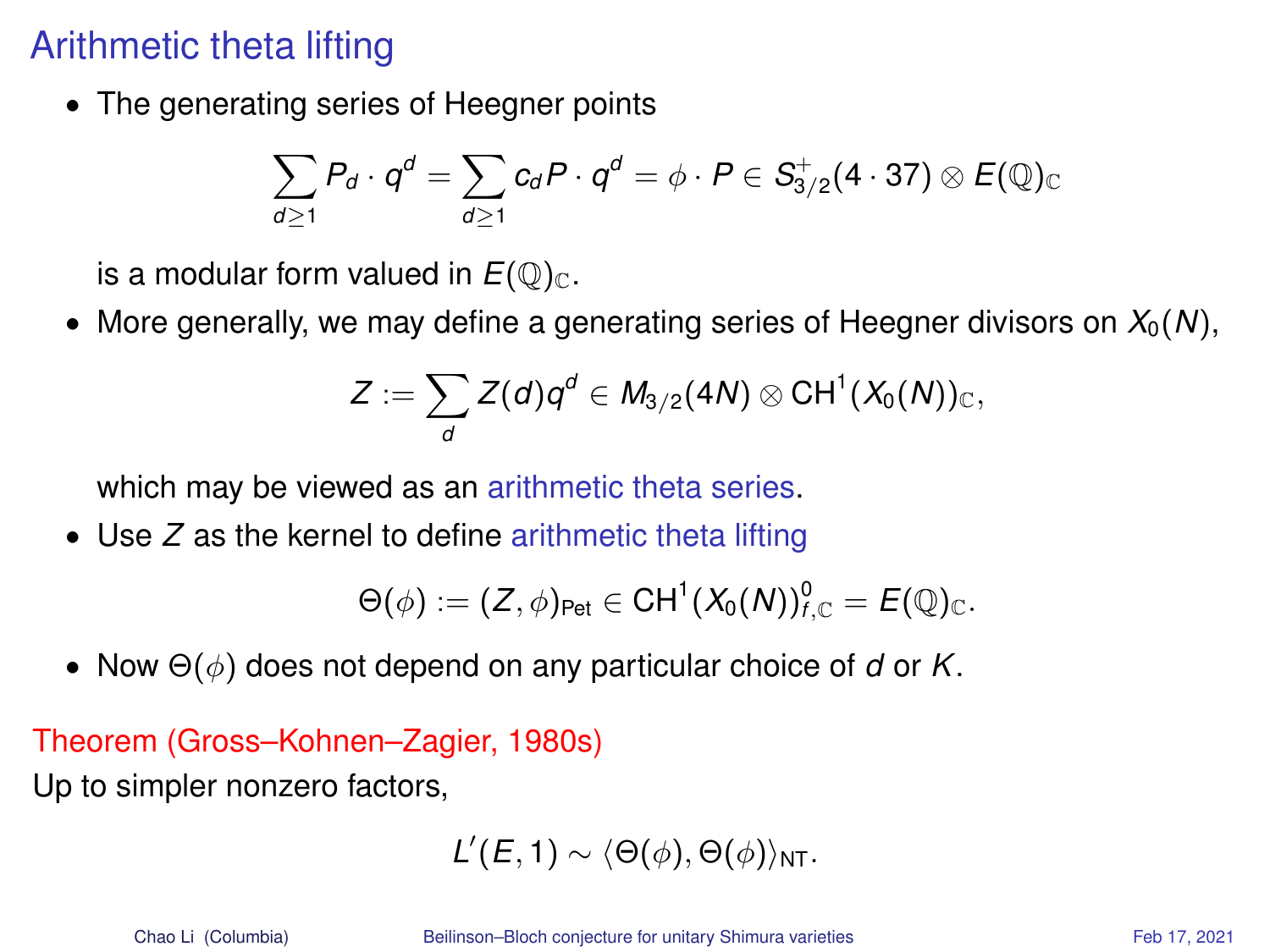# Arithmetic theta lifting

- The generating series of Heegner points

$$\sum_{d \geq 1} P_d \cdot q^d = \sum_{d \geq 1} c_d P \cdot q^d = \phi \cdot P \in S^+_{3/2}(4 \cdot 37) \otimes E(\mathbb{Q})_{\mathbb{C}}$$

  is a modular form valued in $E(\mathbb{Q})_{\mathbb{C}}$.

- More generally, we may define a generating series of Heegner divisors on $X_0(N)$,

$$Z := \sum_{d} Z(d) q^d \in M_{3/2}(4N) \otimes \mathrm{CH}^1(X_0(N))_{\mathbb{C}},$$

  which may be viewed as an arithmetic theta series.

- Use $Z$ as the kernel to define arithmetic theta lifting

$$\Theta(\phi) := (Z, \phi)_{\mathrm{Pet}} \in \mathrm{CH}^1(X_0(N))^0_{f,\mathbb{C}} = E(\mathbb{Q})_{\mathbb{C}}.$$

- Now $\Theta(\phi)$ does not depend on any particular choice of $d$ or $K$.

**Theorem (Gross–Kohnen–Zagier, 1980s)**

Up to simpler nonzero factors,

$$L'(E, 1) \sim \langle \Theta(\phi), \Theta(\phi) \rangle_{\mathrm{NT}}.$$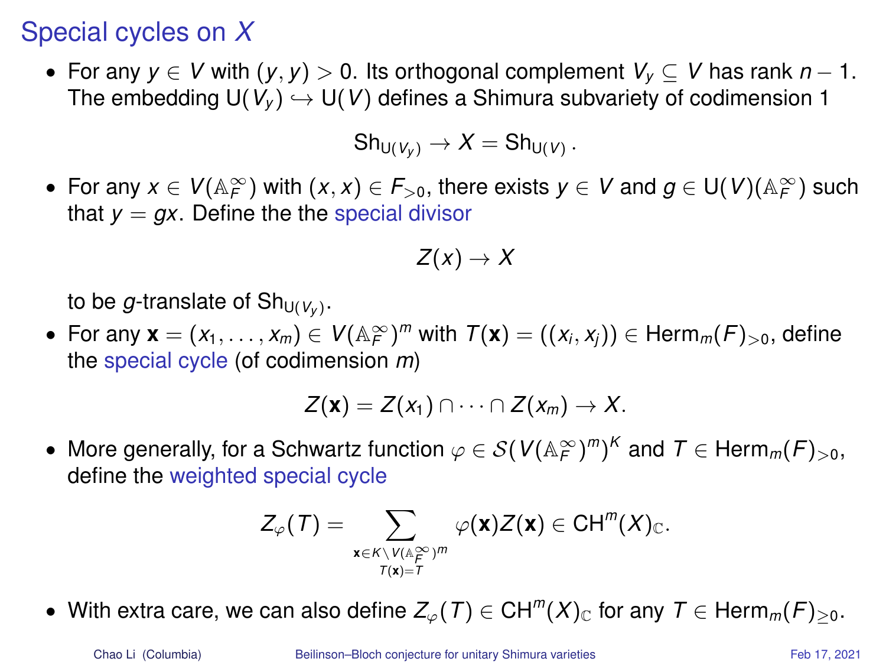# Special cycles on $X$

- For any $y \in V$ with $(y, y) > 0$. Its orthogonal complement $V_y \subseteq V$ has rank $n-1$. The embedding $\mathrm{U}(V_y) \hookrightarrow \mathrm{U}(V)$ defines a Shimura subvariety of codimension 1

$$\mathrm{Sh}_{\mathrm{U}(V_y)} \to X = \mathrm{Sh}_{\mathrm{U}(V)}.$$

- For any $x \in V(\mathbb{A}_F^\infty)$ with $(x, x) \in F_{>0}$, there exists $y \in V$ and $g \in \mathrm{U}(V)(\mathbb{A}_F^\infty)$ such that $y = gx$. Define the the special divisor

$$Z(x) \to X$$

  to be $g$-translate of $\mathrm{Sh}_{\mathrm{U}(V_y)}$.

- For any $\mathbf{x} = (x_1, \ldots, x_m) \in V(\mathbb{A}_F^\infty)^m$ with $T(\mathbf{x}) = ((x_i, x_j)) \in \mathrm{Herm}_m(F)_{>0}$, define the special cycle (of codimension $m$)

$$Z(\mathbf{x}) = Z(x_1) \cap \cdots \cap Z(x_m) \to X.$$

- More generally, for a Schwartz function $\varphi \in \mathcal{S}(V(\mathbb{A}_F^\infty)^m)^K$ and $T \in \mathrm{Herm}_m(F)_{>0}$, define the weighted special cycle

$$Z_\varphi(T) = \sum_{\substack{\mathbf{x} \in K \backslash V(\mathbb{A}_F^\infty)^m \\ T(\mathbf{x}) = T}} \varphi(\mathbf{x}) Z(\mathbf{x}) \in \mathrm{CH}^m(X)_{\mathbb{C}}.$$

- With extra care, we can also define $Z_\varphi(T) \in \mathrm{CH}^m(X)_{\mathbb{C}}$ for any $T \in \mathrm{Herm}_m(F)_{\geq 0}$.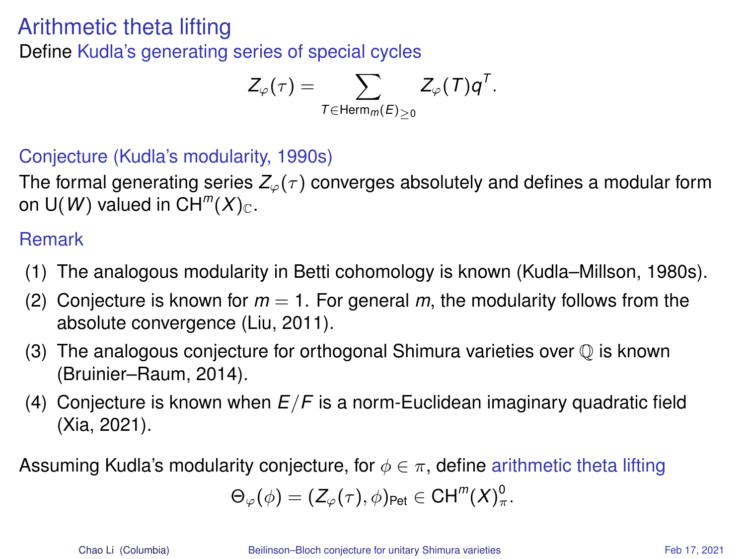# Arithmetic theta lifting

Define Kudla's generating series of special cycles

$$Z_\varphi(\tau) = \sum_{T \in \mathrm{Herm}_m(E)_{\geq 0}} Z_\varphi(T) q^T.$$

**Conjecture (Kudla's modularity, 1990s)**

The formal generating series $Z_\varphi(\tau)$ converges absolutely and defines a modular form on $\mathrm{U}(W)$ valued in $\mathrm{CH}^m(X)_\mathbb{C}$.

**Remark**

1. The analogous modularity in Betti cohomology is known (Kudla–Millson, 1980s).
2. Conjecture is known for $m = 1$. For general $m$, the modularity follows from the absolute convergence (Liu, 2011).
3. The analogous conjecture for orthogonal Shimura varieties over $\mathbb{Q}$ is known (Bruinier–Raum, 2014).
4. Conjecture is known when $E/F$ is a norm-Euclidean imaginary quadratic field (Xia, 2021).

Assuming Kudla's modularity conjecture, for $\phi \in \pi$, define arithmetic theta lifting

$$\Theta_\varphi(\phi) = (Z_\varphi(\tau), \phi)_{\mathrm{Pet}} \in \mathrm{CH}^m(X)^0_\pi.$$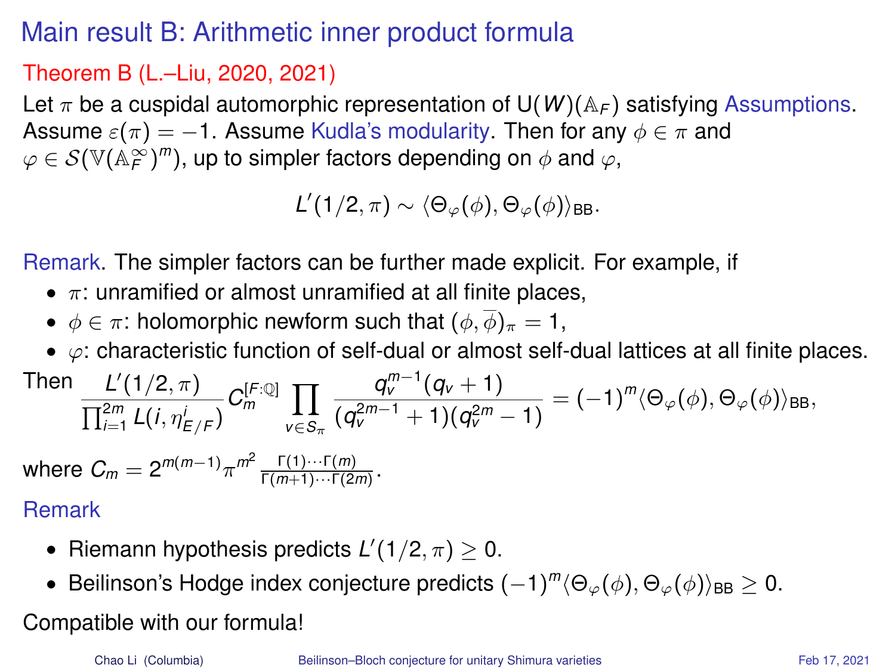# Main result B: Arithmetic inner product formula

**Theorem B (L.–Liu, 2020, 2021)**

Let $\pi$ be a cuspidal automorphic representation of $\mathrm{U}(W)(\mathbb{A}_F)$ satisfying Assumptions. Assume $\varepsilon(\pi) = -1$. Assume Kudla's modularity. Then for any $\phi \in \pi$ and $\varphi \in \mathcal{S}(\mathbb{V}(\mathbb{A}_F^\infty)^m)$, up to simpler factors depending on $\phi$ and $\varphi$,

$$L'(1/2, \pi) \sim \langle \Theta_\varphi(\phi), \Theta_\varphi(\phi) \rangle_{\mathrm{BB}}.$$

Remark. The simpler factors can be further made explicit. For example, if

- $\pi$: unramified or almost unramified at all finite places,
- $\phi \in \pi$: holomorphic newform such that $(\phi, \overline{\phi})_\pi = 1$,
- $\varphi$: characteristic function of self-dual or almost self-dual lattices at all finite places.

Then

$$\frac{L'(1/2, \pi)}{\prod_{i=1}^{2m} L(i, \eta_{E/F}^i)} C_m^{[F:\mathbb{Q}]} \prod_{v \in S_\pi} \frac{q_v^{m-1}(q_v + 1)}{(q_v^{2m-1} + 1)(q_v^{2m} - 1)} = (-1)^m \langle \Theta_\varphi(\phi), \Theta_\varphi(\phi) \rangle_{\mathrm{BB}},$$

where $C_m = 2^{m(m-1)} \pi^{m^2} \frac{\Gamma(1) \cdots \Gamma(m)}{\Gamma(m+1) \cdots \Gamma(2m)}$.

Remark

- Riemann hypothesis predicts $L'(1/2, \pi) \geq 0$.
- Beilinson's Hodge index conjecture predicts $(-1)^m \langle \Theta_\varphi(\phi), \Theta_\varphi(\phi) \rangle_{\mathrm{BB}} \geq 0$.

Compatible with our formula!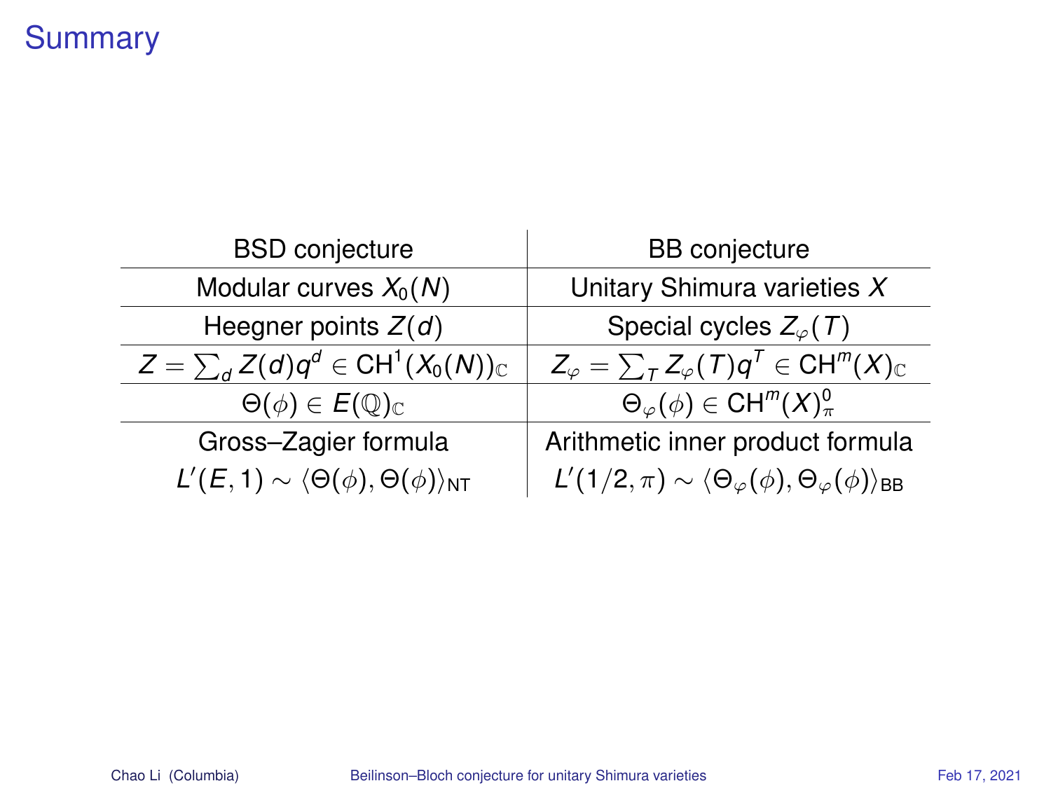# Summary

| BSD conjecture | BB conjecture |
|---|---|
| Modular curves $X_0(N)$ | Unitary Shimura varieties $X$ |
| Heegner points $Z(d)$ | Special cycles $Z_\varphi(T)$ |
| $Z = \sum_d Z(d)q^d \in \mathrm{CH}^1(X_0(N))_\mathbb{C}$ | $Z_\varphi = \sum_T Z_\varphi(T)q^T \in \mathrm{CH}^m(X)_\mathbb{C}$ |
| $\Theta(\phi) \in E(\mathbb{Q})_\mathbb{C}$ | $\Theta_\varphi(\phi) \in \mathrm{CH}^m(X)^0_\pi$ |
| Gross–Zagier formula $L'(E,1) \sim \langle \Theta(\phi), \Theta(\phi) \rangle_{\mathrm{NT}}$ | Arithmetic inner product formula $L'(1/2,\pi) \sim \langle \Theta_\varphi(\phi), \Theta_\varphi(\phi) \rangle_{\mathrm{BB}}$ |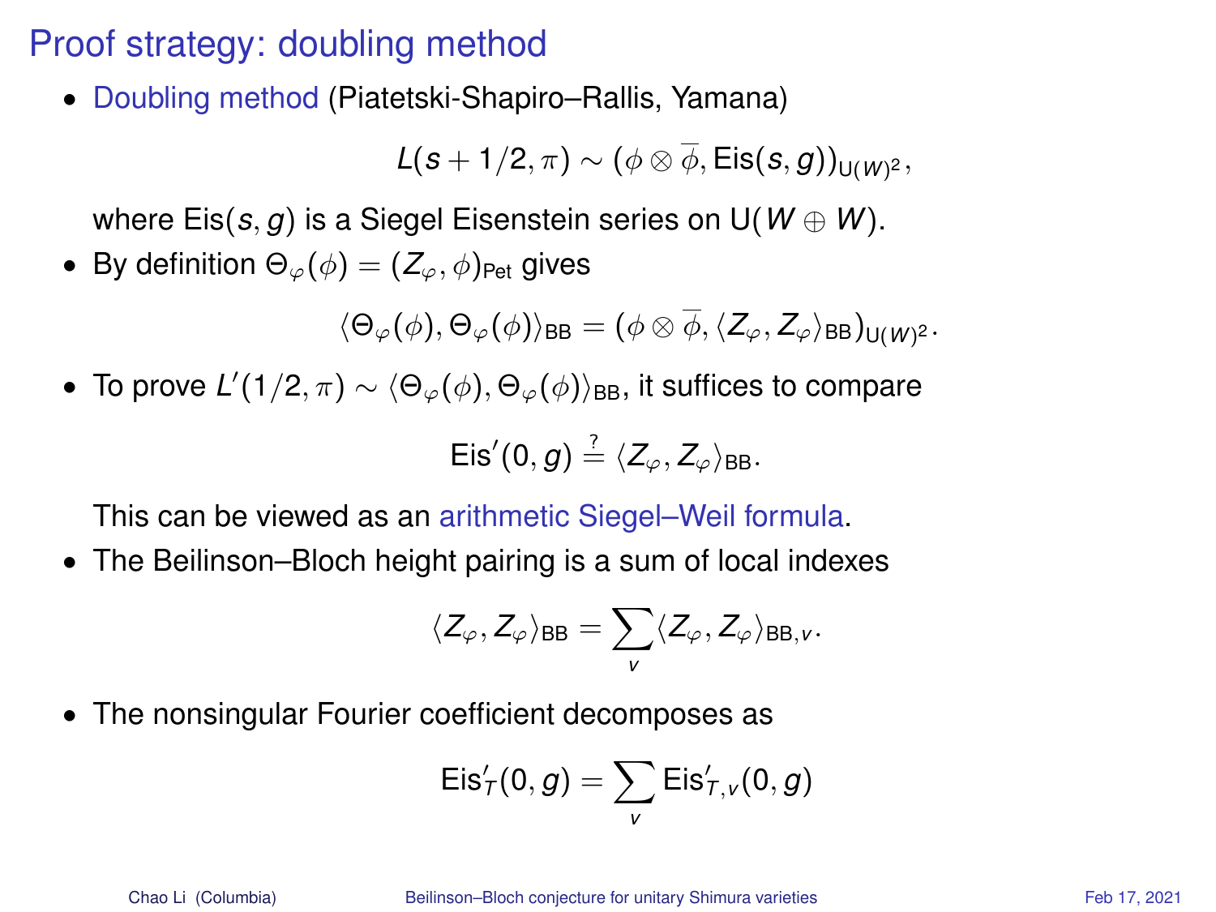# Proof strategy: doubling method

- Doubling method (Piatetski-Shapiro–Rallis, Yamana)

$$L(s+1/2,\pi) \sim (\phi \otimes \overline{\phi}, \mathrm{Eis}(s,g))_{\mathrm{U}(W)^2},$$

  where $\mathrm{Eis}(s,g)$ is a Siegel Eisenstein series on $\mathrm{U}(W \oplus W)$.

- By definition $\Theta_\varphi(\phi) = (Z_\varphi, \phi)_{\mathrm{Pet}}$ gives

$$\langle \Theta_\varphi(\phi), \Theta_\varphi(\phi) \rangle_{\mathrm{BB}} = (\phi \otimes \overline{\phi}, \langle Z_\varphi, Z_\varphi \rangle_{\mathrm{BB}})_{\mathrm{U}(W)^2}.$$

- To prove $L'(1/2,\pi) \sim \langle \Theta_\varphi(\phi), \Theta_\varphi(\phi) \rangle_{\mathrm{BB}}$, it suffices to compare

$$\mathrm{Eis}'(0,g) \stackrel{?}{=} \langle Z_\varphi, Z_\varphi \rangle_{\mathrm{BB}}.$$

  This can be viewed as an arithmetic Siegel–Weil formula.

- The Beilinson–Bloch height pairing is a sum of local indexes

$$\langle Z_\varphi, Z_\varphi \rangle_{\mathrm{BB}} = \sum_v \langle Z_\varphi, Z_\varphi \rangle_{\mathrm{BB},v}.$$

- The nonsingular Fourier coefficient decomposes as

$$\mathrm{Eis}'_T(0,g) = \sum_v \mathrm{Eis}'_{T,v}(0,g)$$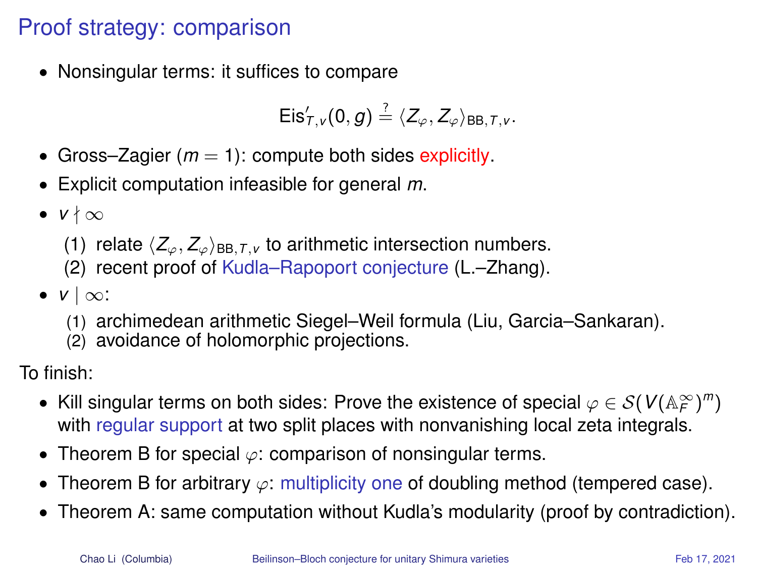# Proof strategy: comparison

- Nonsingular terms: it suffices to compare

$$\mathrm{Eis}'_{T,v}(0,g) \stackrel{?}{=} \langle Z_\varphi, Z_\varphi \rangle_{\mathrm{BB},T,v}.$$

- Gross–Zagier ($m = 1$): compute both sides explicitly.
- Explicit computation infeasible for general $m$.
- $v \nmid \infty$
  1. relate $\langle Z_\varphi, Z_\varphi \rangle_{\mathrm{BB},T,v}$ to arithmetic intersection numbers.
  2. recent proof of Kudla–Rapoport conjecture (L.–Zhang).
- $v \mid \infty$:
  1. archimedean arithmetic Siegel–Weil formula (Liu, Garcia–Sankaran).
  2. avoidance of holomorphic projections.

To finish:

- Kill singular terms on both sides: Prove the existence of special $\varphi \in \mathcal{S}(V(\mathbb{A}_F^\infty)^m)$ with regular support at two split places with nonvanishing local zeta integrals.
- Theorem B for special $\varphi$: comparison of nonsingular terms.
- Theorem B for arbitrary $\varphi$: multiplicity one of doubling method (tempered case).
- Theorem A: same computation without Kudla's modularity (proof by contradiction).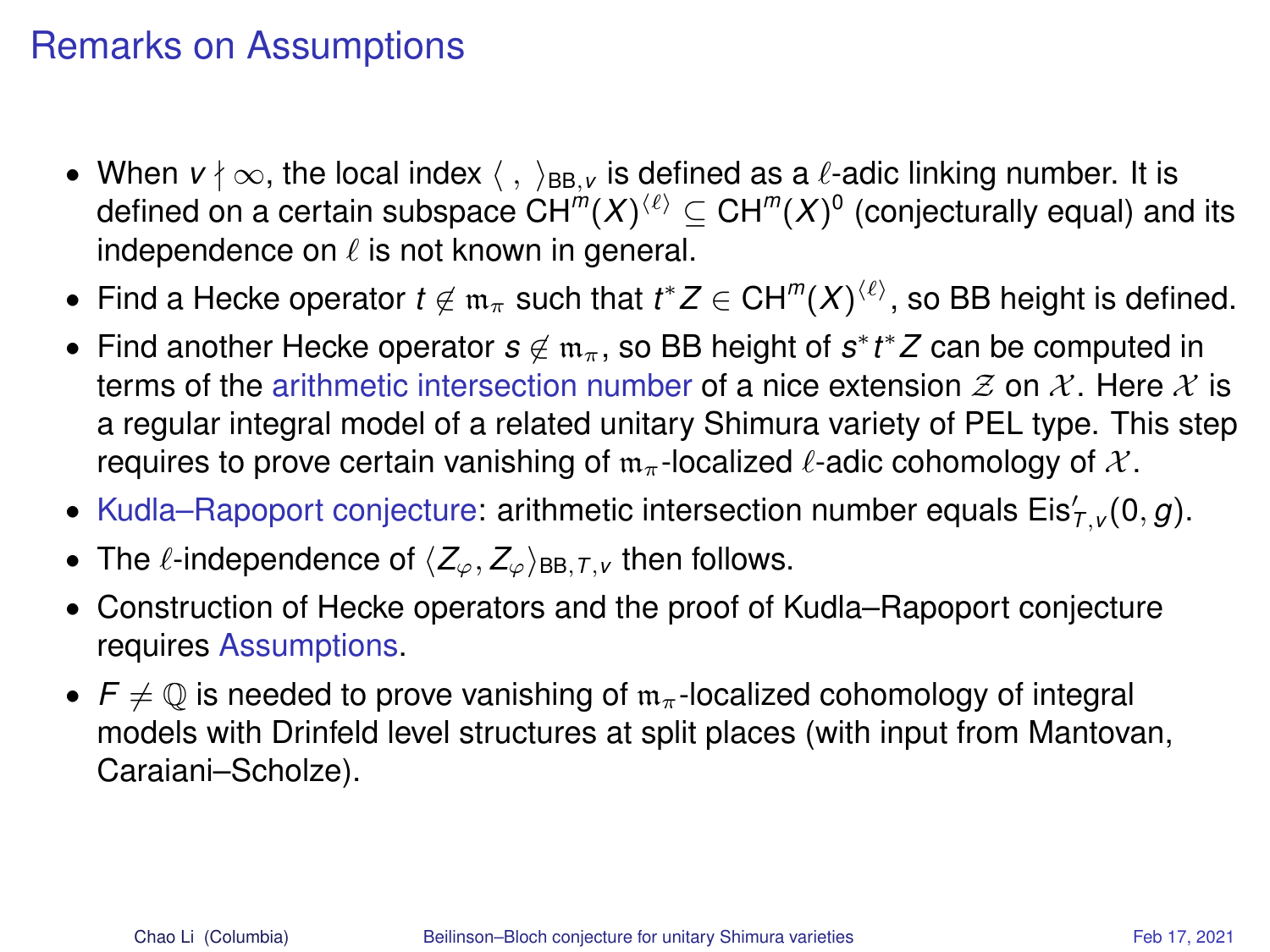# Remarks on Assumptions

- When $v \nmid \infty$, the local index $\langle \, , \, \rangle_{\mathrm{BB},v}$ is defined as a $\ell$-adic linking number. It is defined on a certain subspace $\mathrm{CH}^m(X)^{\langle \ell \rangle} \subseteq \mathrm{CH}^m(X)^0$ (conjecturally equal) and its independence on $\ell$ is not known in general.
- Find a Hecke operator $t \notin \mathfrak{m}_\pi$ such that $t^*Z \in \mathrm{CH}^m(X)^{\langle \ell \rangle}$, so BB height is defined.
- Find another Hecke operator $s \notin \mathfrak{m}_\pi$, so BB height of $s^*t^*Z$ can be computed in terms of the arithmetic intersection number of a nice extension $\mathcal{Z}$ on $\mathcal{X}$. Here $\mathcal{X}$ is a regular integral model of a related unitary Shimura variety of PEL type. This step requires to prove certain vanishing of $\mathfrak{m}_\pi$-localized $\ell$-adic cohomology of $\mathcal{X}$.
- Kudla–Rapoport conjecture: arithmetic intersection number equals $\mathrm{Eis}'_{T,v}(0, g)$.
- The $\ell$-independence of $\langle Z_\varphi, Z_\varphi \rangle_{\mathrm{BB},T,v}$ then follows.
- Construction of Hecke operators and the proof of Kudla–Rapoport conjecture requires Assumptions.
- $F \neq \mathbb{Q}$ is needed to prove vanishing of $\mathfrak{m}_\pi$-localized cohomology of integral models with Drinfeld level structures at split places (with input from Mantovan, Caraiani–Scholze).